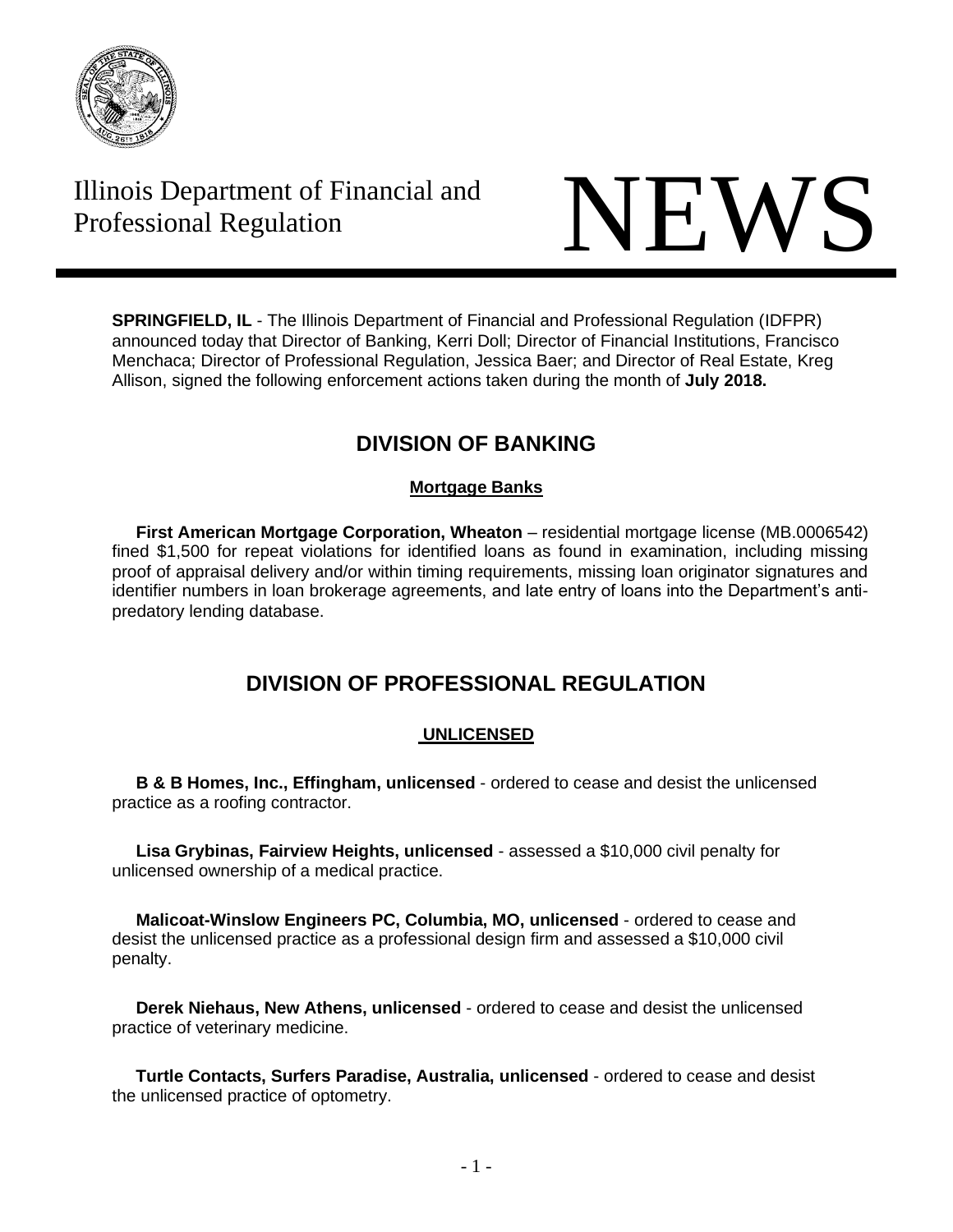Illinois Department of Financial and Professional Regulation

# NEWS

**SPRINGFIELD, IL** - The Illinois Department of Financial and Professional Regulation (IDFPR) announced today that Director of Banking, Kerri Doll; Director of Financial Institutions, Francisco Menchaca; Director of Professional Regulation, Jessica Baer; and Director of Real Estate, Kreg Allison, signed the following enforcement actions taken during the month of **July 2018.**

## DIVISION OF BANKING

### Mortgage Banks

**First American Mortgage Corporation, Wheaton** – residential mortgage license (MB.0006542) fined $1,500 for repeat violations for identified loans as found in examination, including missing proof of appraisal delivery and/or within timing requirements, missing loan originator signatures and identifier numbers in loan brokerage agreements, and late entry of loans into the Department's anti-predatory lending database.

## DIVISION OF PROFESSIONAL REGULATION

### UNLICENSED

**B & B Homes, Inc., Effingham, unlicensed** - ordered to cease and desist the unlicensed practice as a roofing contractor.

**Lisa Grybinas, Fairview Heights, unlicensed** - assessed a $10,000 civil penalty for unlicensed ownership of a medical practice.

**Malicoat-Winslow Engineers PC, Columbia, MO, unlicensed** - ordered to cease and desist the unlicensed practice as a professional design firm and assessed a $10,000 civil penalty.

**Derek Niehaus, New Athens, unlicensed** - ordered to cease and desist the unlicensed practice of veterinary medicine.

**Turtle Contacts, Surfers Paradise, Australia, unlicensed** - ordered to cease and desist the unlicensed practice of optometry.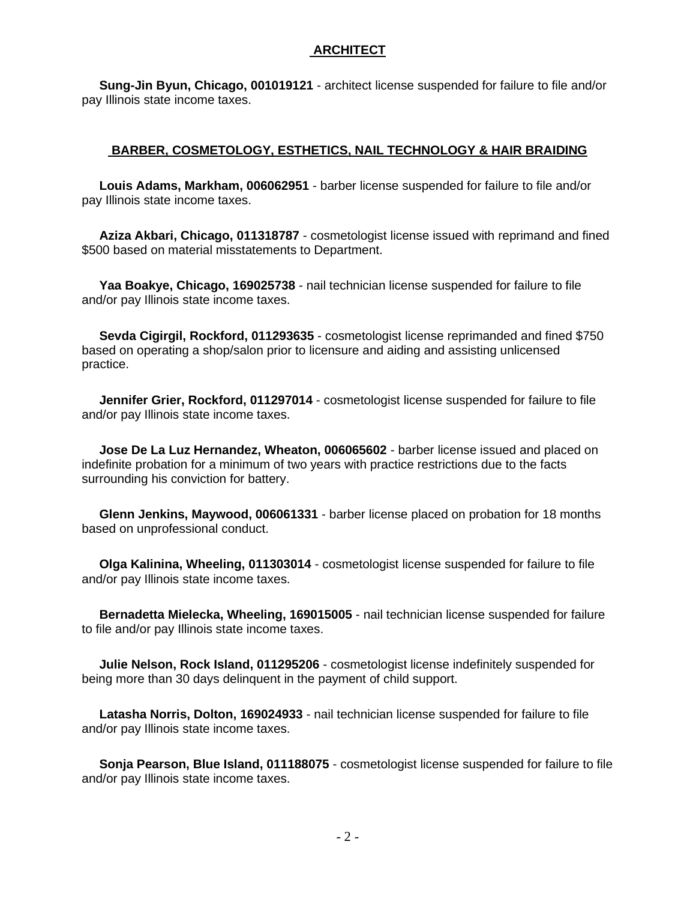## ARCHITECT

**Sung-Jin Byun, Chicago, 001019121** - architect license suspended for failure to file and/or pay Illinois state income taxes.

## BARBER, COSMETOLOGY, ESTHETICS, NAIL TECHNOLOGY & HAIR BRAIDING

**Louis Adams, Markham, 006062951** - barber license suspended for failure to file and/or pay Illinois state income taxes.

**Aziza Akbari, Chicago, 011318787** - cosmetologist license issued with reprimand and fined $500 based on material misstatements to Department.

**Yaa Boakye, Chicago, 169025738** - nail technician license suspended for failure to file and/or pay Illinois state income taxes.

**Sevda Cigirgil, Rockford, 011293635** - cosmetologist license reprimanded and fined $750 based on operating a shop/salon prior to licensure and aiding and assisting unlicensed practice.

**Jennifer Grier, Rockford, 011297014** - cosmetologist license suspended for failure to file and/or pay Illinois state income taxes.

**Jose De La Luz Hernandez, Wheaton, 006065602** - barber license issued and placed on indefinite probation for a minimum of two years with practice restrictions due to the facts surrounding his conviction for battery.

**Glenn Jenkins, Maywood, 006061331** - barber license placed on probation for 18 months based on unprofessional conduct.

**Olga Kalinina, Wheeling, 011303014** - cosmetologist license suspended for failure to file and/or pay Illinois state income taxes.

**Bernadetta Mielecka, Wheeling, 169015005** - nail technician license suspended for failure to file and/or pay Illinois state income taxes.

**Julie Nelson, Rock Island, 011295206** - cosmetologist license indefinitely suspended for being more than 30 days delinquent in the payment of child support.

**Latasha Norris, Dolton, 169024933** - nail technician license suspended for failure to file and/or pay Illinois state income taxes.

**Sonja Pearson, Blue Island, 011188075** - cosmetologist license suspended for failure to file and/or pay Illinois state income taxes.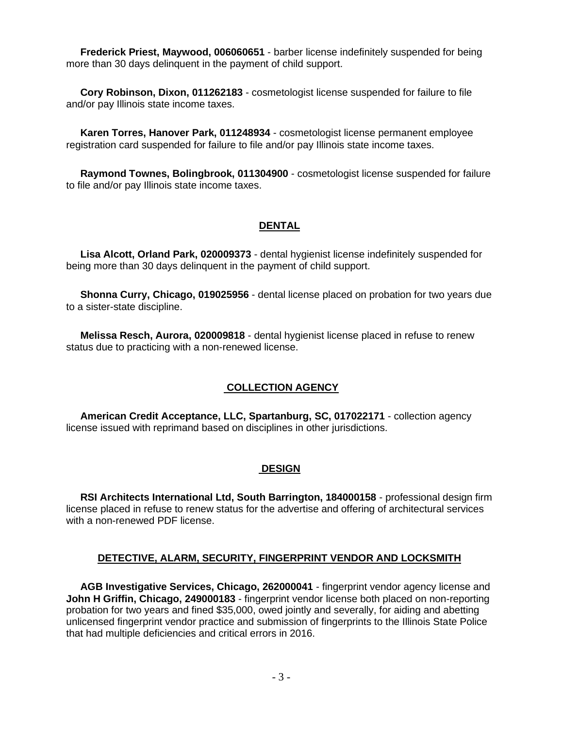**Frederick Priest, Maywood, 006060651** - barber license indefinitely suspended for being more than 30 days delinquent in the payment of child support.

**Cory Robinson, Dixon, 011262183** - cosmetologist license suspended for failure to file and/or pay Illinois state income taxes.

**Karen Torres, Hanover Park, 011248934** - cosmetologist license permanent employee registration card suspended for failure to file and/or pay Illinois state income taxes.

**Raymond Townes, Bolingbrook, 011304900** - cosmetologist license suspended for failure to file and/or pay Illinois state income taxes.

## DENTAL

**Lisa Alcott, Orland Park, 020009373** - dental hygienist license indefinitely suspended for being more than 30 days delinquent in the payment of child support.

**Shonna Curry, Chicago, 019025956** - dental license placed on probation for two years due to a sister-state discipline.

**Melissa Resch, Aurora, 020009818** - dental hygienist license placed in refuse to renew status due to practicing with a non-renewed license.

## COLLECTION AGENCY

**American Credit Acceptance, LLC, Spartanburg, SC, 017022171** - collection agency license issued with reprimand based on disciplines in other jurisdictions.

## DESIGN

**RSI Architects International Ltd, South Barrington, 184000158** - professional design firm license placed in refuse to renew status for the advertise and offering of architectural services with a non-renewed PDF license.

## DETECTIVE, ALARM, SECURITY, FINGERPRINT VENDOR AND LOCKSMITH

**AGB Investigative Services, Chicago, 262000041** - fingerprint vendor agency license and **John H Griffin, Chicago, 249000183** - fingerprint vendor license both placed on non-reporting probation for two years and fined $35,000, owed jointly and severally, for aiding and abetting unlicensed fingerprint vendor practice and submission of fingerprints to the Illinois State Police that had multiple deficiencies and critical errors in 2016.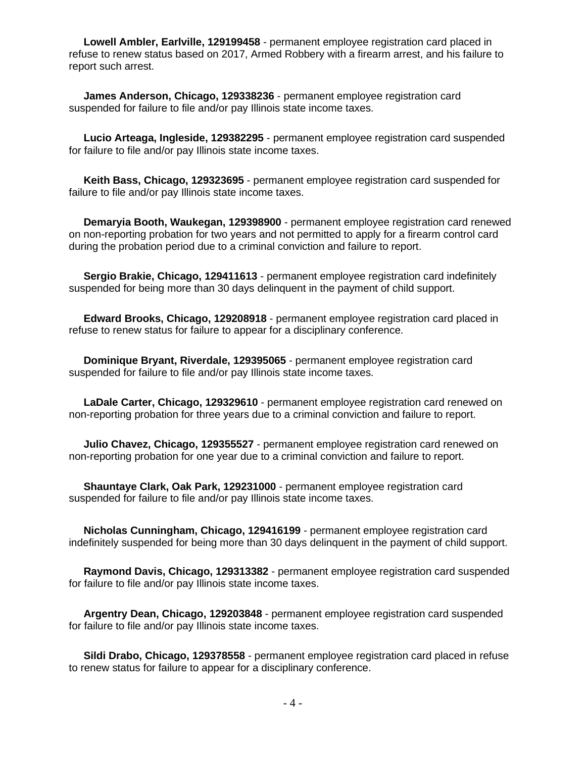**Lowell Ambler, Earlville, 129199458** - permanent employee registration card placed in refuse to renew status based on 2017, Armed Robbery with a firearm arrest, and his failure to report such arrest.

**James Anderson, Chicago, 129338236** - permanent employee registration card suspended for failure to file and/or pay Illinois state income taxes.

**Lucio Arteaga, Ingleside, 129382295** - permanent employee registration card suspended for failure to file and/or pay Illinois state income taxes.

**Keith Bass, Chicago, 129323695** - permanent employee registration card suspended for failure to file and/or pay Illinois state income taxes.

**Demaryia Booth, Waukegan, 129398900** - permanent employee registration card renewed on non-reporting probation for two years and not permitted to apply for a firearm control card during the probation period due to a criminal conviction and failure to report.

**Sergio Brakie, Chicago, 129411613** - permanent employee registration card indefinitely suspended for being more than 30 days delinquent in the payment of child support.

**Edward Brooks, Chicago, 129208918** - permanent employee registration card placed in refuse to renew status for failure to appear for a disciplinary conference.

**Dominique Bryant, Riverdale, 129395065** - permanent employee registration card suspended for failure to file and/or pay Illinois state income taxes.

**LaDale Carter, Chicago, 129329610** - permanent employee registration card renewed on non-reporting probation for three years due to a criminal conviction and failure to report.

**Julio Chavez, Chicago, 129355527** - permanent employee registration card renewed on non-reporting probation for one year due to a criminal conviction and failure to report.

**Shauntaye Clark, Oak Park, 129231000** - permanent employee registration card suspended for failure to file and/or pay Illinois state income taxes.

**Nicholas Cunningham, Chicago, 129416199** - permanent employee registration card indefinitely suspended for being more than 30 days delinquent in the payment of child support.

**Raymond Davis, Chicago, 129313382** - permanent employee registration card suspended for failure to file and/or pay Illinois state income taxes.

**Argentry Dean, Chicago, 129203848** - permanent employee registration card suspended for failure to file and/or pay Illinois state income taxes.

**Sildi Drabo, Chicago, 129378558** - permanent employee registration card placed in refuse to renew status for failure to appear for a disciplinary conference.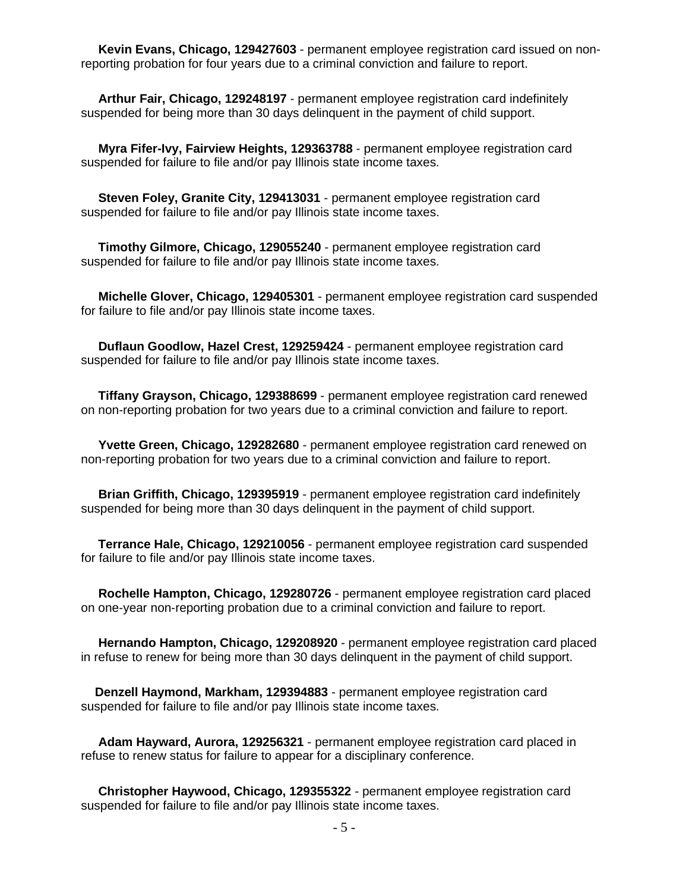**Kevin Evans, Chicago, 129427603** - permanent employee registration card issued on non-reporting probation for four years due to a criminal conviction and failure to report.

**Arthur Fair, Chicago, 129248197** - permanent employee registration card indefinitely suspended for being more than 30 days delinquent in the payment of child support.

**Myra Fifer-Ivy, Fairview Heights, 129363788** - permanent employee registration card suspended for failure to file and/or pay Illinois state income taxes.

**Steven Foley, Granite City, 129413031** - permanent employee registration card suspended for failure to file and/or pay Illinois state income taxes.

**Timothy Gilmore, Chicago, 129055240** - permanent employee registration card suspended for failure to file and/or pay Illinois state income taxes.

**Michelle Glover, Chicago, 129405301** - permanent employee registration card suspended for failure to file and/or pay Illinois state income taxes.

**Duflaun Goodlow, Hazel Crest, 129259424** - permanent employee registration card suspended for failure to file and/or pay Illinois state income taxes.

**Tiffany Grayson, Chicago, 129388699** - permanent employee registration card renewed on non-reporting probation for two years due to a criminal conviction and failure to report.

**Yvette Green, Chicago, 129282680** - permanent employee registration card renewed on non-reporting probation for two years due to a criminal conviction and failure to report.

**Brian Griffith, Chicago, 129395919** - permanent employee registration card indefinitely suspended for being more than 30 days delinquent in the payment of child support.

**Terrance Hale, Chicago, 129210056** - permanent employee registration card suspended for failure to file and/or pay Illinois state income taxes.

**Rochelle Hampton, Chicago, 129280726** - permanent employee registration card placed on one-year non-reporting probation due to a criminal conviction and failure to report.

**Hernando Hampton, Chicago, 129208920** - permanent employee registration card placed in refuse to renew for being more than 30 days delinquent in the payment of child support.

**Denzell Haymond, Markham, 129394883** - permanent employee registration card suspended for failure to file and/or pay Illinois state income taxes.

**Adam Hayward, Aurora, 129256321** - permanent employee registration card placed in refuse to renew status for failure to appear for a disciplinary conference.

**Christopher Haywood, Chicago, 129355322** - permanent employee registration card suspended for failure to file and/or pay Illinois state income taxes.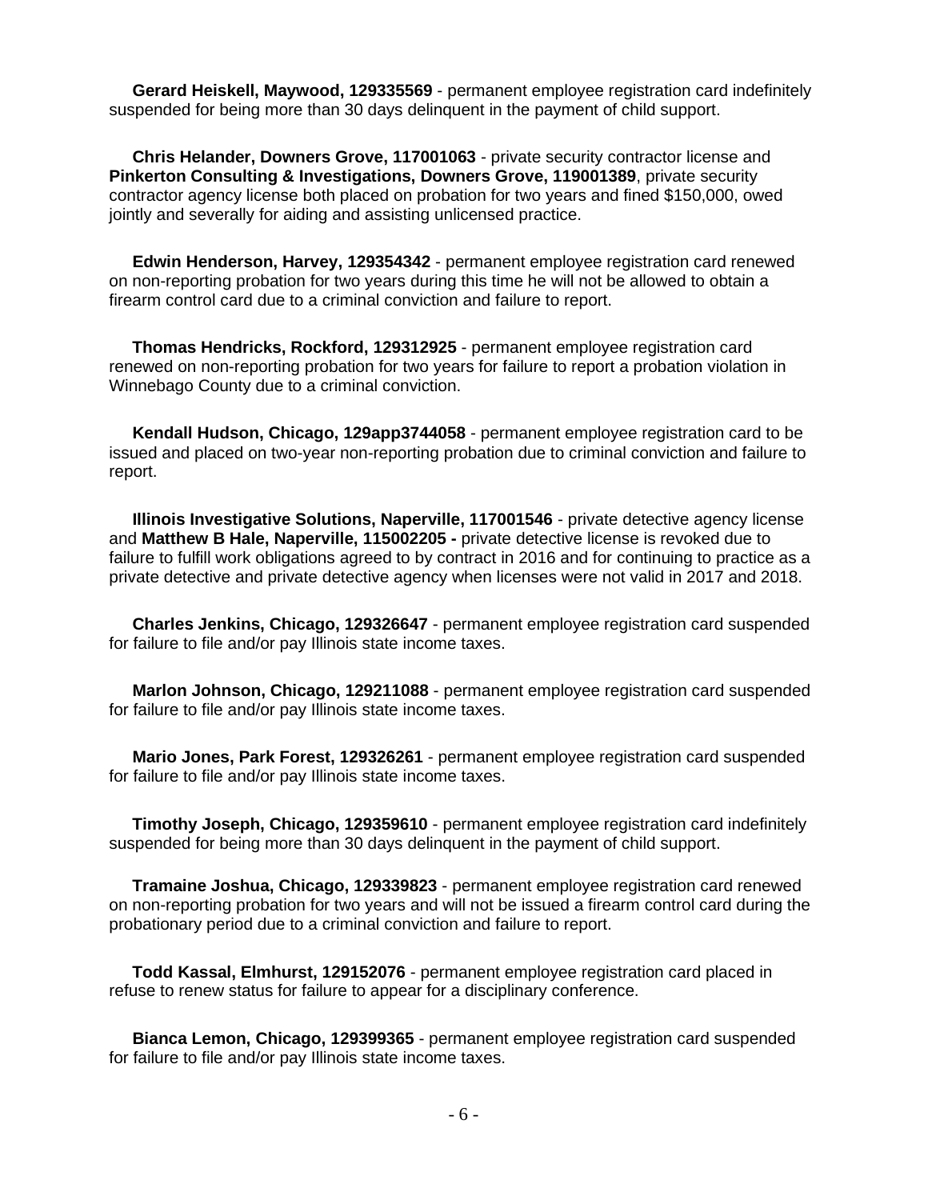**Gerard Heiskell, Maywood, 129335569** - permanent employee registration card indefinitely suspended for being more than 30 days delinquent in the payment of child support.

**Chris Helander, Downers Grove, 117001063** - private security contractor license and **Pinkerton Consulting & Investigations, Downers Grove, 119001389**, private security contractor agency license both placed on probation for two years and fined $150,000, owed jointly and severally for aiding and assisting unlicensed practice.

**Edwin Henderson, Harvey, 129354342** - permanent employee registration card renewed on non-reporting probation for two years during this time he will not be allowed to obtain a firearm control card due to a criminal conviction and failure to report.

**Thomas Hendricks, Rockford, 129312925** - permanent employee registration card renewed on non-reporting probation for two years for failure to report a probation violation in Winnebago County due to a criminal conviction.

**Kendall Hudson, Chicago, 129app3744058** - permanent employee registration card to be issued and placed on two-year non-reporting probation due to criminal conviction and failure to report.

**Illinois Investigative Solutions, Naperville, 117001546** - private detective agency license and **Matthew B Hale, Naperville, 115002205 -** private detective license is revoked due to failure to fulfill work obligations agreed to by contract in 2016 and for continuing to practice as a private detective and private detective agency when licenses were not valid in 2017 and 2018.

**Charles Jenkins, Chicago, 129326647** - permanent employee registration card suspended for failure to file and/or pay Illinois state income taxes.

**Marlon Johnson, Chicago, 129211088** - permanent employee registration card suspended for failure to file and/or pay Illinois state income taxes.

**Mario Jones, Park Forest, 129326261** - permanent employee registration card suspended for failure to file and/or pay Illinois state income taxes.

**Timothy Joseph, Chicago, 129359610** - permanent employee registration card indefinitely suspended for being more than 30 days delinquent in the payment of child support.

**Tramaine Joshua, Chicago, 129339823** - permanent employee registration card renewed on non-reporting probation for two years and will not be issued a firearm control card during the probationary period due to a criminal conviction and failure to report.

**Todd Kassal, Elmhurst, 129152076** - permanent employee registration card placed in refuse to renew status for failure to appear for a disciplinary conference.

**Bianca Lemon, Chicago, 129399365** - permanent employee registration card suspended for failure to file and/or pay Illinois state income taxes.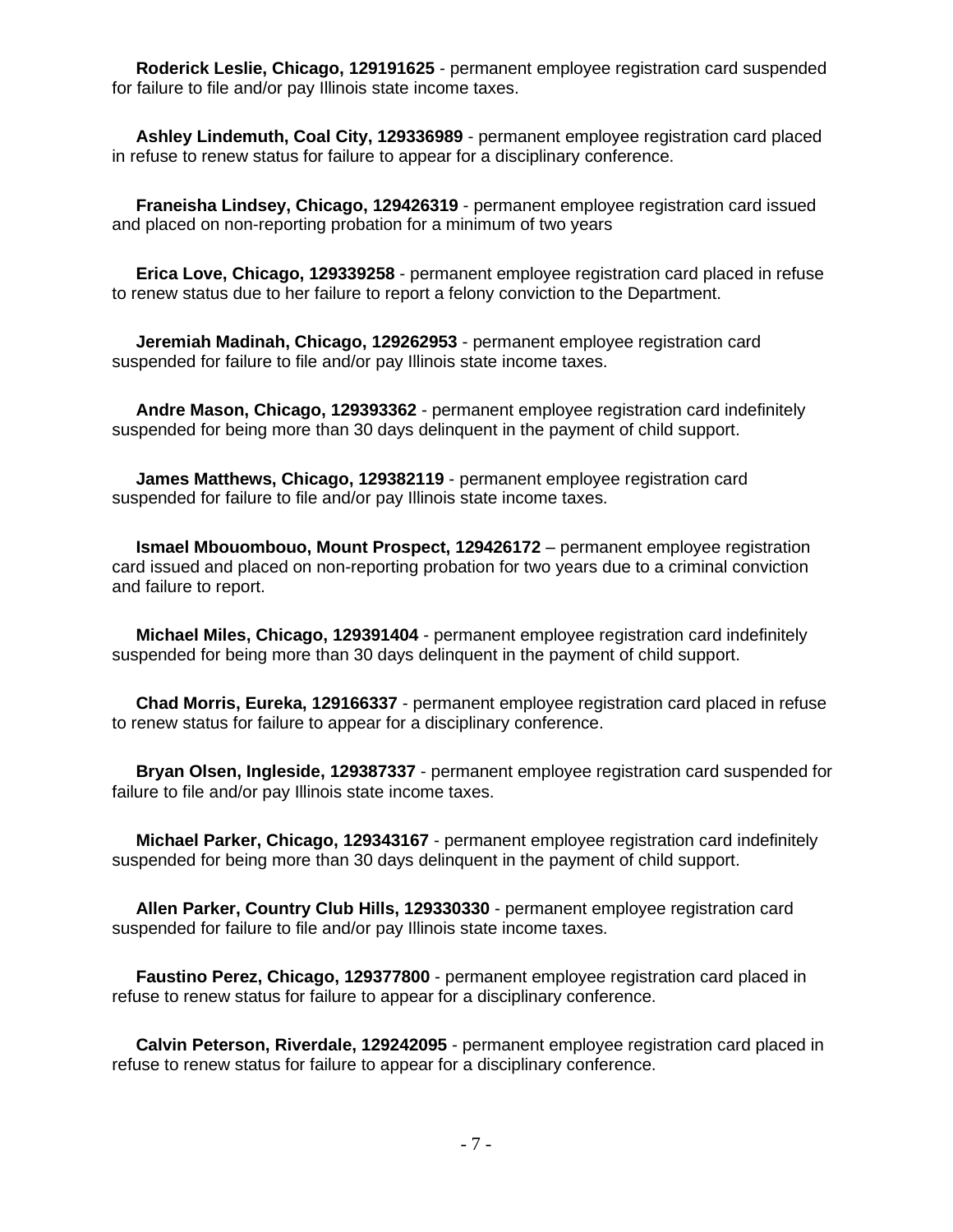**Roderick Leslie, Chicago, 129191625** - permanent employee registration card suspended for failure to file and/or pay Illinois state income taxes.

**Ashley Lindemuth, Coal City, 129336989** - permanent employee registration card placed in refuse to renew status for failure to appear for a disciplinary conference.

**Franeisha Lindsey, Chicago, 129426319** - permanent employee registration card issued and placed on non-reporting probation for a minimum of two years

**Erica Love, Chicago, 129339258** - permanent employee registration card placed in refuse to renew status due to her failure to report a felony conviction to the Department.

**Jeremiah Madinah, Chicago, 129262953** - permanent employee registration card suspended for failure to file and/or pay Illinois state income taxes.

**Andre Mason, Chicago, 129393362** - permanent employee registration card indefinitely suspended for being more than 30 days delinquent in the payment of child support.

**James Matthews, Chicago, 129382119** - permanent employee registration card suspended for failure to file and/or pay Illinois state income taxes.

**Ismael Mbouombouo, Mount Prospect, 129426172** – permanent employee registration card issued and placed on non-reporting probation for two years due to a criminal conviction and failure to report.

**Michael Miles, Chicago, 129391404** - permanent employee registration card indefinitely suspended for being more than 30 days delinquent in the payment of child support.

**Chad Morris, Eureka, 129166337** - permanent employee registration card placed in refuse to renew status for failure to appear for a disciplinary conference.

**Bryan Olsen, Ingleside, 129387337** - permanent employee registration card suspended for failure to file and/or pay Illinois state income taxes.

**Michael Parker, Chicago, 129343167** - permanent employee registration card indefinitely suspended for being more than 30 days delinquent in the payment of child support.

**Allen Parker, Country Club Hills, 129330330** - permanent employee registration card suspended for failure to file and/or pay Illinois state income taxes.

**Faustino Perez, Chicago, 129377800** - permanent employee registration card placed in refuse to renew status for failure to appear for a disciplinary conference.

**Calvin Peterson, Riverdale, 129242095** - permanent employee registration card placed in refuse to renew status for failure to appear for a disciplinary conference.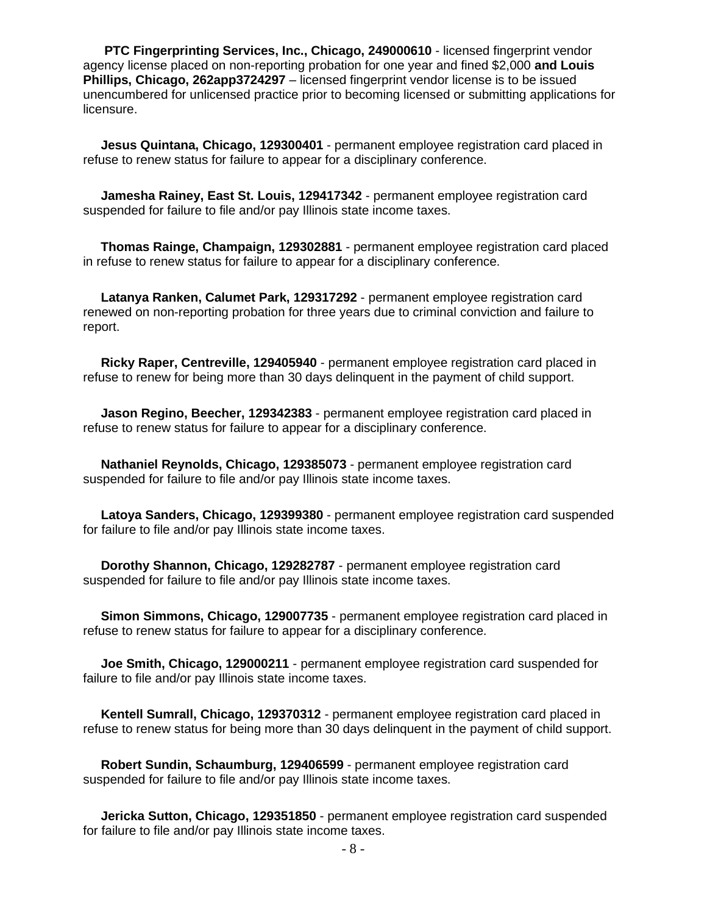**PTC Fingerprinting Services, Inc., Chicago, 249000610** - licensed fingerprint vendor agency license placed on non-reporting probation for one year and fined $2,000 **and Louis Phillips, Chicago, 262app3724297** – licensed fingerprint vendor license is to be issued unencumbered for unlicensed practice prior to becoming licensed or submitting applications for licensure.

**Jesus Quintana, Chicago, 129300401** - permanent employee registration card placed in refuse to renew status for failure to appear for a disciplinary conference.

**Jamesha Rainey, East St. Louis, 129417342** - permanent employee registration card suspended for failure to file and/or pay Illinois state income taxes.

**Thomas Rainge, Champaign, 129302881** - permanent employee registration card placed in refuse to renew status for failure to appear for a disciplinary conference.

**Latanya Ranken, Calumet Park, 129317292** - permanent employee registration card renewed on non-reporting probation for three years due to criminal conviction and failure to report.

**Ricky Raper, Centreville, 129405940** - permanent employee registration card placed in refuse to renew for being more than 30 days delinquent in the payment of child support.

**Jason Regino, Beecher, 129342383** - permanent employee registration card placed in refuse to renew status for failure to appear for a disciplinary conference.

**Nathaniel Reynolds, Chicago, 129385073** - permanent employee registration card suspended for failure to file and/or pay Illinois state income taxes.

**Latoya Sanders, Chicago, 129399380** - permanent employee registration card suspended for failure to file and/or pay Illinois state income taxes.

**Dorothy Shannon, Chicago, 129282787** - permanent employee registration card suspended for failure to file and/or pay Illinois state income taxes.

**Simon Simmons, Chicago, 129007735** - permanent employee registration card placed in refuse to renew status for failure to appear for a disciplinary conference.

**Joe Smith, Chicago, 129000211** - permanent employee registration card suspended for failure to file and/or pay Illinois state income taxes.

**Kentell Sumrall, Chicago, 129370312** - permanent employee registration card placed in refuse to renew status for being more than 30 days delinquent in the payment of child support.

**Robert Sundin, Schaumburg, 129406599** - permanent employee registration card suspended for failure to file and/or pay Illinois state income taxes.

**Jericka Sutton, Chicago, 129351850** - permanent employee registration card suspended for failure to file and/or pay Illinois state income taxes.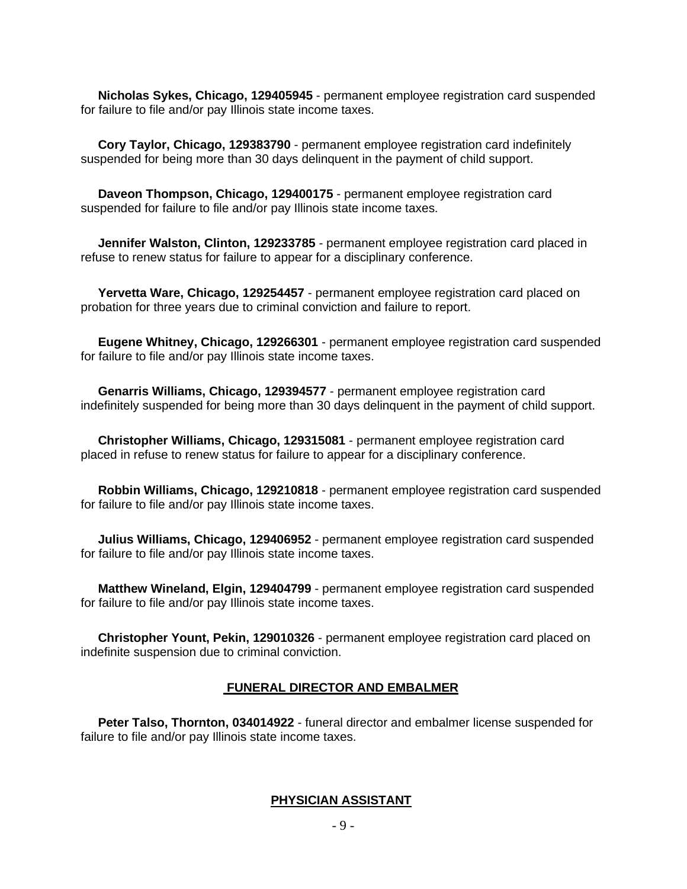**Nicholas Sykes, Chicago, 129405945** - permanent employee registration card suspended for failure to file and/or pay Illinois state income taxes.

**Cory Taylor, Chicago, 129383790** - permanent employee registration card indefinitely suspended for being more than 30 days delinquent in the payment of child support.

**Daveon Thompson, Chicago, 129400175** - permanent employee registration card suspended for failure to file and/or pay Illinois state income taxes.

**Jennifer Walston, Clinton, 129233785** - permanent employee registration card placed in refuse to renew status for failure to appear for a disciplinary conference.

**Yervetta Ware, Chicago, 129254457** - permanent employee registration card placed on probation for three years due to criminal conviction and failure to report.

**Eugene Whitney, Chicago, 129266301** - permanent employee registration card suspended for failure to file and/or pay Illinois state income taxes.

**Genarris Williams, Chicago, 129394577** - permanent employee registration card indefinitely suspended for being more than 30 days delinquent in the payment of child support.

**Christopher Williams, Chicago, 129315081** - permanent employee registration card placed in refuse to renew status for failure to appear for a disciplinary conference.

**Robbin Williams, Chicago, 129210818** - permanent employee registration card suspended for failure to file and/or pay Illinois state income taxes.

**Julius Williams, Chicago, 129406952** - permanent employee registration card suspended for failure to file and/or pay Illinois state income taxes.

**Matthew Wineland, Elgin, 129404799** - permanent employee registration card suspended for failure to file and/or pay Illinois state income taxes.

**Christopher Yount, Pekin, 129010326** - permanent employee registration card placed on indefinite suspension due to criminal conviction.

## FUNERAL DIRECTOR AND EMBALMER

**Peter Talso, Thornton, 034014922** - funeral director and embalmer license suspended for failure to file and/or pay Illinois state income taxes.

## PHYSICIAN ASSISTANT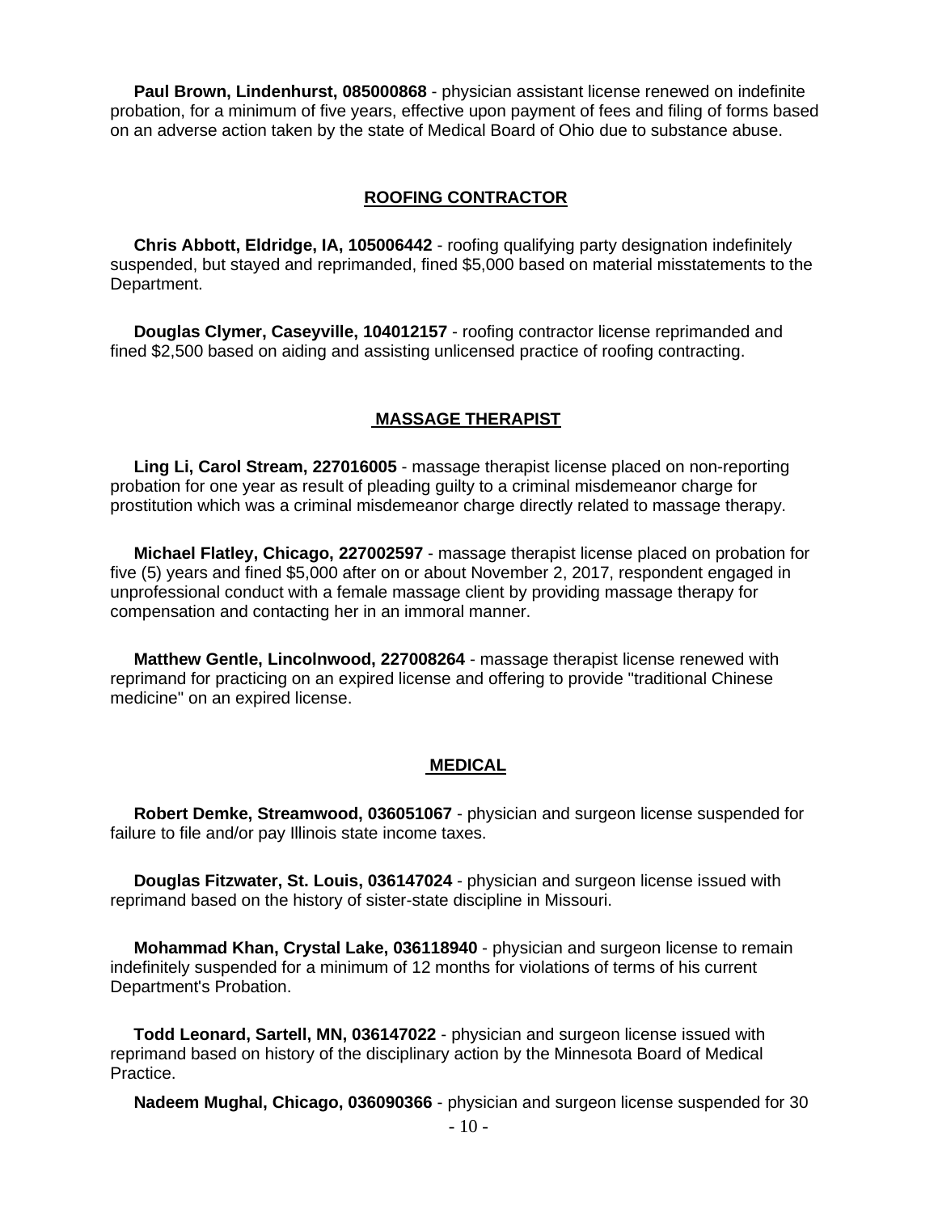**Paul Brown, Lindenhurst, 085000868** - physician assistant license renewed on indefinite probation, for a minimum of five years, effective upon payment of fees and filing of forms based on an adverse action taken by the state of Medical Board of Ohio due to substance abuse.

## ROOFING CONTRACTOR

**Chris Abbott, Eldridge, IA, 105006442** - roofing qualifying party designation indefinitely suspended, but stayed and reprimanded, fined $5,000 based on material misstatements to the Department.

**Douglas Clymer, Caseyville, 104012157** - roofing contractor license reprimanded and fined $2,500 based on aiding and assisting unlicensed practice of roofing contracting.

## MASSAGE THERAPIST

**Ling Li, Carol Stream, 227016005** - massage therapist license placed on non-reporting probation for one year as result of pleading guilty to a criminal misdemeanor charge for prostitution which was a criminal misdemeanor charge directly related to massage therapy.

**Michael Flatley, Chicago, 227002597** - massage therapist license placed on probation for five (5) years and fined $5,000 after on or about November 2, 2017, respondent engaged in unprofessional conduct with a female massage client by providing massage therapy for compensation and contacting her in an immoral manner.

**Matthew Gentle, Lincolnwood, 227008264** - massage therapist license renewed with reprimand for practicing on an expired license and offering to provide "traditional Chinese medicine" on an expired license.

## MEDICAL

**Robert Demke, Streamwood, 036051067** - physician and surgeon license suspended for failure to file and/or pay Illinois state income taxes.

**Douglas Fitzwater, St. Louis, 036147024** - physician and surgeon license issued with reprimand based on the history of sister-state discipline in Missouri.

**Mohammad Khan, Crystal Lake, 036118940** - physician and surgeon license to remain indefinitely suspended for a minimum of 12 months for violations of terms of his current Department's Probation.

**Todd Leonard, Sartell, MN, 036147022** - physician and surgeon license issued with reprimand based on history of the disciplinary action by the Minnesota Board of Medical Practice.

**Nadeem Mughal, Chicago, 036090366** - physician and surgeon license suspended for 30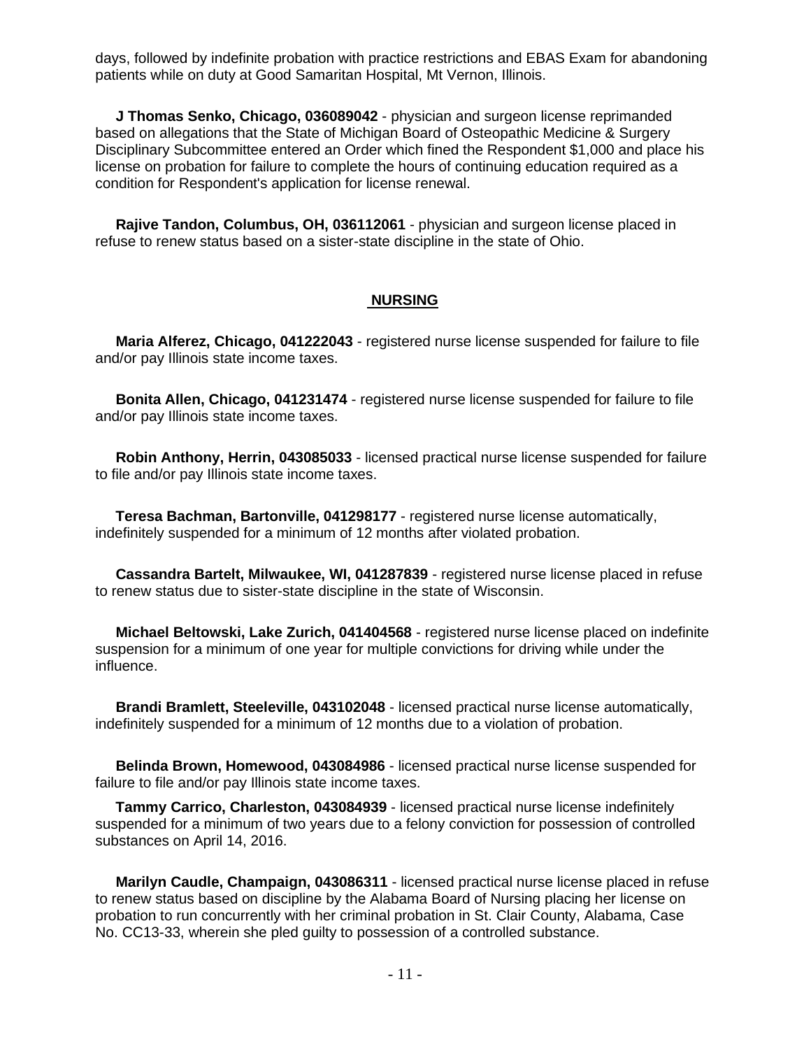days, followed by indefinite probation with practice restrictions and EBAS Exam for abandoning patients while on duty at Good Samaritan Hospital, Mt Vernon, Illinois.

**J Thomas Senko, Chicago, 036089042** - physician and surgeon license reprimanded based on allegations that the State of Michigan Board of Osteopathic Medicine & Surgery Disciplinary Subcommittee entered an Order which fined the Respondent $1,000 and place his license on probation for failure to complete the hours of continuing education required as a condition for Respondent's application for license renewal.

**Rajive Tandon, Columbus, OH, 036112061** - physician and surgeon license placed in refuse to renew status based on a sister-state discipline in the state of Ohio.

## NURSING

**Maria Alferez, Chicago, 041222043** - registered nurse license suspended for failure to file and/or pay Illinois state income taxes.

**Bonita Allen, Chicago, 041231474** - registered nurse license suspended for failure to file and/or pay Illinois state income taxes.

**Robin Anthony, Herrin, 043085033** - licensed practical nurse license suspended for failure to file and/or pay Illinois state income taxes.

**Teresa Bachman, Bartonville, 041298177** - registered nurse license automatically, indefinitely suspended for a minimum of 12 months after violated probation.

**Cassandra Bartelt, Milwaukee, WI, 041287839** - registered nurse license placed in refuse to renew status due to sister-state discipline in the state of Wisconsin.

**Michael Beltowski, Lake Zurich, 041404568** - registered nurse license placed on indefinite suspension for a minimum of one year for multiple convictions for driving while under the influence.

**Brandi Bramlett, Steeleville, 043102048** - licensed practical nurse license automatically, indefinitely suspended for a minimum of 12 months due to a violation of probation.

**Belinda Brown, Homewood, 043084986** - licensed practical nurse license suspended for failure to file and/or pay Illinois state income taxes.

**Tammy Carrico, Charleston, 043084939** - licensed practical nurse license indefinitely suspended for a minimum of two years due to a felony conviction for possession of controlled substances on April 14, 2016.

**Marilyn Caudle, Champaign, 043086311** - licensed practical nurse license placed in refuse to renew status based on discipline by the Alabama Board of Nursing placing her license on probation to run concurrently with her criminal probation in St. Clair County, Alabama, Case No. CC13-33, wherein she pled guilty to possession of a controlled substance.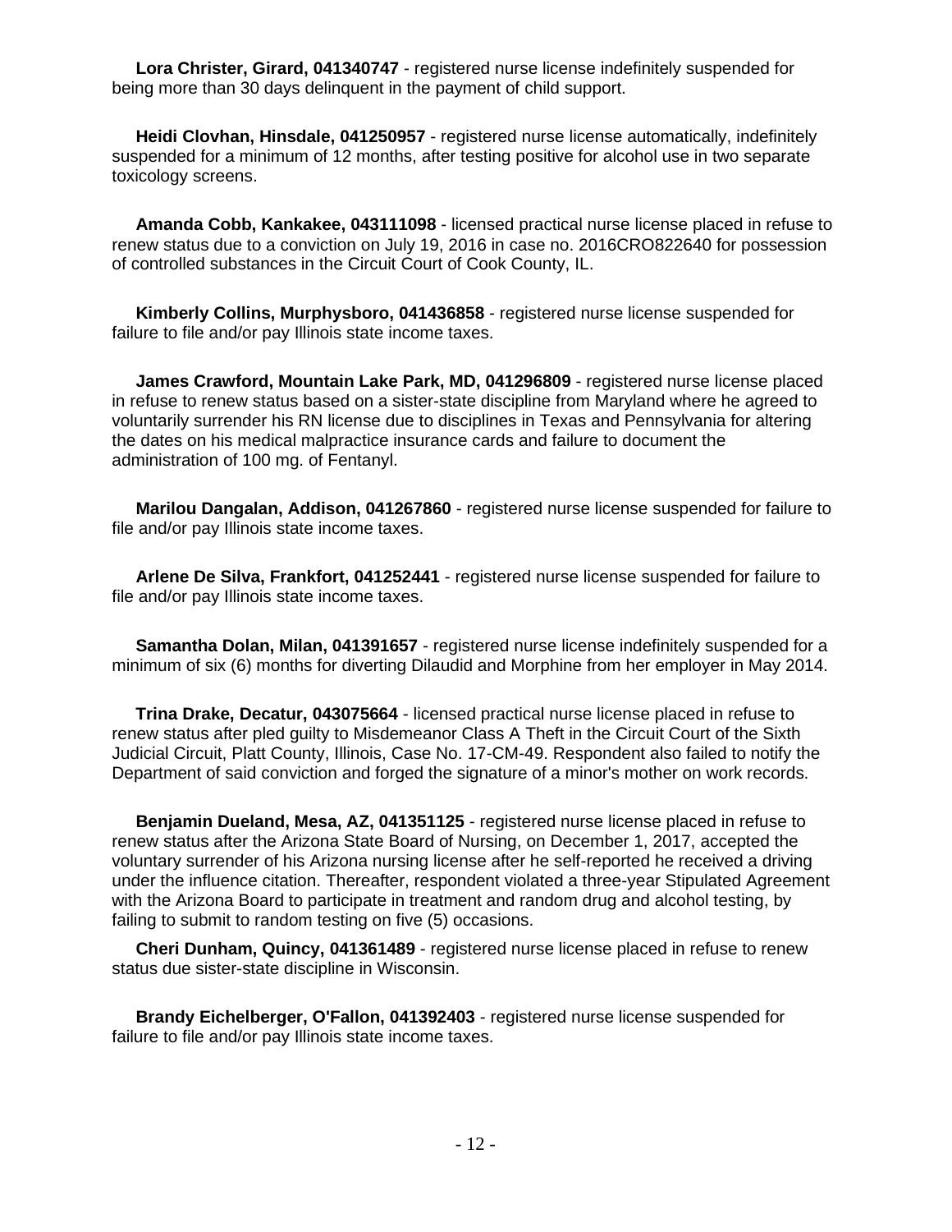**Lora Christer, Girard, 041340747** - registered nurse license indefinitely suspended for being more than 30 days delinquent in the payment of child support.

**Heidi Clovhan, Hinsdale, 041250957** - registered nurse license automatically, indefinitely suspended for a minimum of 12 months, after testing positive for alcohol use in two separate toxicology screens.

**Amanda Cobb, Kankakee, 043111098** - licensed practical nurse license placed in refuse to renew status due to a conviction on July 19, 2016 in case no. 2016CRO822640 for possession of controlled substances in the Circuit Court of Cook County, IL.

**Kimberly Collins, Murphysboro, 041436858** - registered nurse license suspended for failure to file and/or pay Illinois state income taxes.

**James Crawford, Mountain Lake Park, MD, 041296809** - registered nurse license placed in refuse to renew status based on a sister-state discipline from Maryland where he agreed to voluntarily surrender his RN license due to disciplines in Texas and Pennsylvania for altering the dates on his medical malpractice insurance cards and failure to document the administration of 100 mg. of Fentanyl.

**Marilou Dangalan, Addison, 041267860** - registered nurse license suspended for failure to file and/or pay Illinois state income taxes.

**Arlene De Silva, Frankfort, 041252441** - registered nurse license suspended for failure to file and/or pay Illinois state income taxes.

**Samantha Dolan, Milan, 041391657** - registered nurse license indefinitely suspended for a minimum of six (6) months for diverting Dilaudid and Morphine from her employer in May 2014.

**Trina Drake, Decatur, 043075664** - licensed practical nurse license placed in refuse to renew status after pled guilty to Misdemeanor Class A Theft in the Circuit Court of the Sixth Judicial Circuit, Platt County, Illinois, Case No. 17-CM-49. Respondent also failed to notify the Department of said conviction and forged the signature of a minor's mother on work records.

**Benjamin Dueland, Mesa, AZ, 041351125** - registered nurse license placed in refuse to renew status after the Arizona State Board of Nursing, on December 1, 2017, accepted the voluntary surrender of his Arizona nursing license after he self-reported he received a driving under the influence citation. Thereafter, respondent violated a three-year Stipulated Agreement with the Arizona Board to participate in treatment and random drug and alcohol testing, by failing to submit to random testing on five (5) occasions.

**Cheri Dunham, Quincy, 041361489** - registered nurse license placed in refuse to renew status due sister-state discipline in Wisconsin.

**Brandy Eichelberger, O'Fallon, 041392403** - registered nurse license suspended for failure to file and/or pay Illinois state income taxes.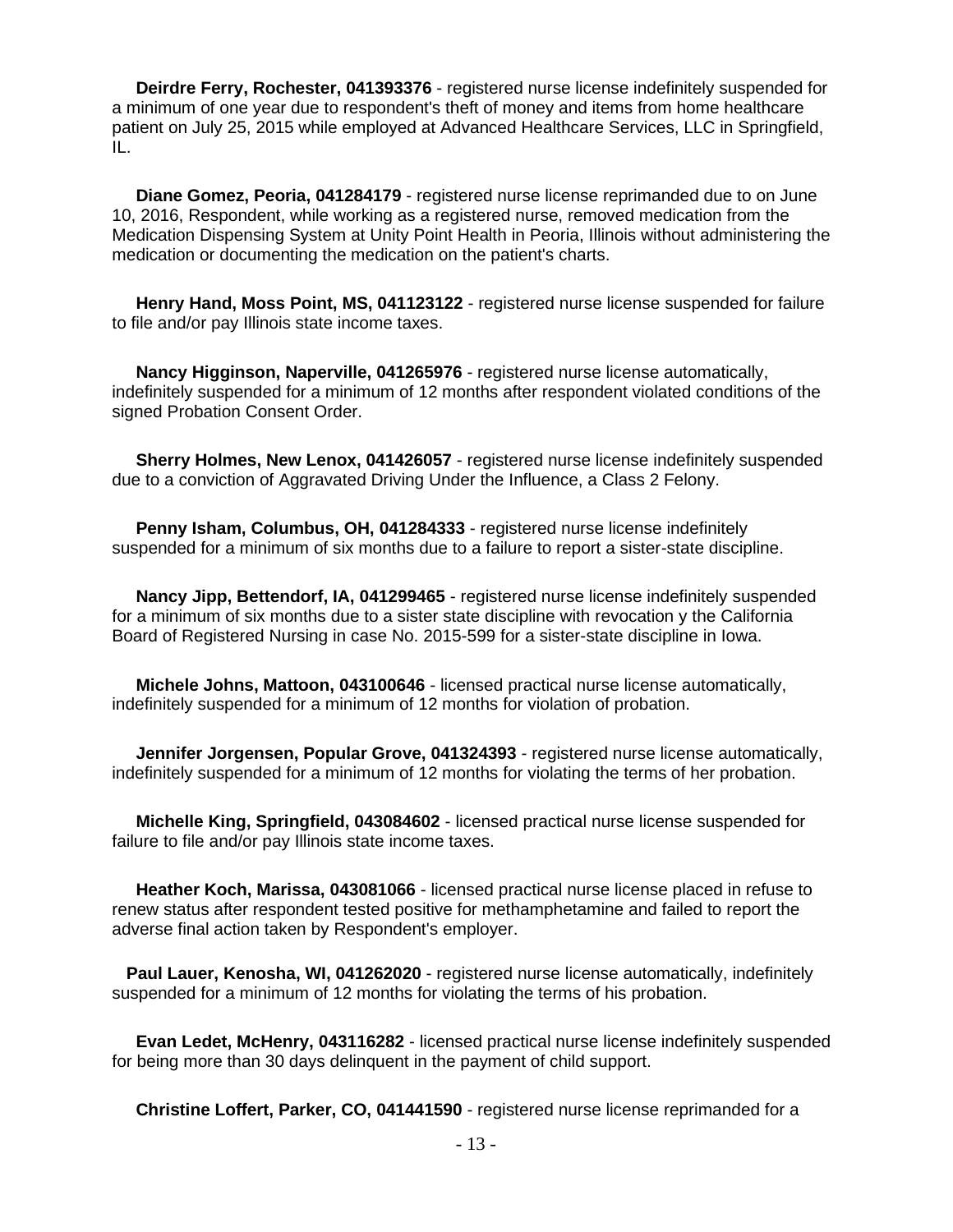**Deirdre Ferry, Rochester, 041393376** - registered nurse license indefinitely suspended for a minimum of one year due to respondent's theft of money and items from home healthcare patient on July 25, 2015 while employed at Advanced Healthcare Services, LLC in Springfield, IL.

**Diane Gomez, Peoria, 041284179** - registered nurse license reprimanded due to on June 10, 2016, Respondent, while working as a registered nurse, removed medication from the Medication Dispensing System at Unity Point Health in Peoria, Illinois without administering the medication or documenting the medication on the patient's charts.

**Henry Hand, Moss Point, MS, 041123122** - registered nurse license suspended for failure to file and/or pay Illinois state income taxes.

**Nancy Higginson, Naperville, 041265976** - registered nurse license automatically, indefinitely suspended for a minimum of 12 months after respondent violated conditions of the signed Probation Consent Order.

**Sherry Holmes, New Lenox, 041426057** - registered nurse license indefinitely suspended due to a conviction of Aggravated Driving Under the Influence, a Class 2 Felony.

**Penny Isham, Columbus, OH, 041284333** - registered nurse license indefinitely suspended for a minimum of six months due to a failure to report a sister-state discipline.

**Nancy Jipp, Bettendorf, IA, 041299465** - registered nurse license indefinitely suspended for a minimum of six months due to a sister state discipline with revocation y the California Board of Registered Nursing in case No. 2015-599 for a sister-state discipline in Iowa.

**Michele Johns, Mattoon, 043100646** - licensed practical nurse license automatically, indefinitely suspended for a minimum of 12 months for violation of probation.

**Jennifer Jorgensen, Popular Grove, 041324393** - registered nurse license automatically, indefinitely suspended for a minimum of 12 months for violating the terms of her probation.

**Michelle King, Springfield, 043084602** - licensed practical nurse license suspended for failure to file and/or pay Illinois state income taxes.

**Heather Koch, Marissa, 043081066** - licensed practical nurse license placed in refuse to renew status after respondent tested positive for methamphetamine and failed to report the adverse final action taken by Respondent's employer.

**Paul Lauer, Kenosha, WI, 041262020** - registered nurse license automatically, indefinitely suspended for a minimum of 12 months for violating the terms of his probation.

**Evan Ledet, McHenry, 043116282** - licensed practical nurse license indefinitely suspended for being more than 30 days delinquent in the payment of child support.

**Christine Loffert, Parker, CO, 041441590** - registered nurse license reprimanded for a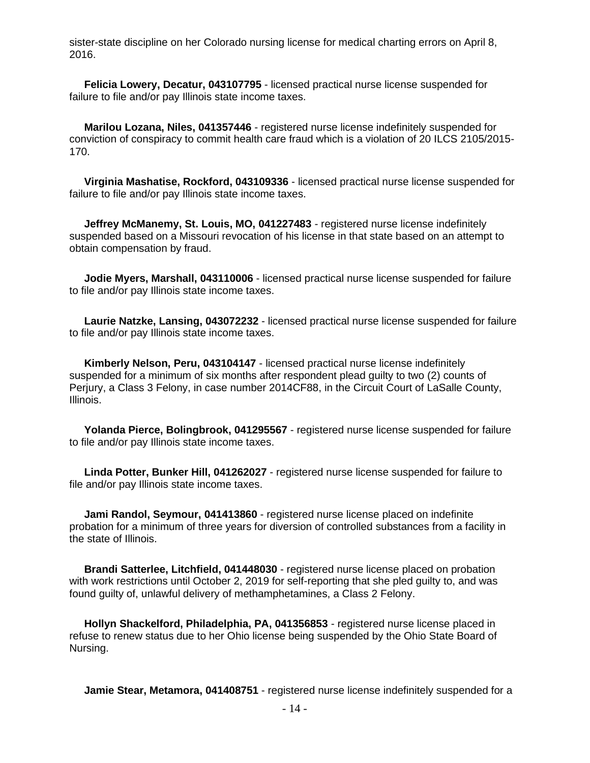sister-state discipline on her Colorado nursing license for medical charting errors on April 8, 2016.

**Felicia Lowery, Decatur, 043107795** - licensed practical nurse license suspended for failure to file and/or pay Illinois state income taxes.

**Marilou Lozana, Niles, 041357446** - registered nurse license indefinitely suspended for conviction of conspiracy to commit health care fraud which is a violation of 20 ILCS 2105/2015-170.

**Virginia Mashatise, Rockford, 043109336** - licensed practical nurse license suspended for failure to file and/or pay Illinois state income taxes.

**Jeffrey McManemy, St. Louis, MO, 041227483** - registered nurse license indefinitely suspended based on a Missouri revocation of his license in that state based on an attempt to obtain compensation by fraud.

**Jodie Myers, Marshall, 043110006** - licensed practical nurse license suspended for failure to file and/or pay Illinois state income taxes.

**Laurie Natzke, Lansing, 043072232** - licensed practical nurse license suspended for failure to file and/or pay Illinois state income taxes.

**Kimberly Nelson, Peru, 043104147** - licensed practical nurse license indefinitely suspended for a minimum of six months after respondent plead guilty to two (2) counts of Perjury, a Class 3 Felony, in case number 2014CF88, in the Circuit Court of LaSalle County, Illinois.

**Yolanda Pierce, Bolingbrook, 041295567** - registered nurse license suspended for failure to file and/or pay Illinois state income taxes.

**Linda Potter, Bunker Hill, 041262027** - registered nurse license suspended for failure to file and/or pay Illinois state income taxes.

**Jami Randol, Seymour, 041413860** - registered nurse license placed on indefinite probation for a minimum of three years for diversion of controlled substances from a facility in the state of Illinois.

**Brandi Satterlee, Litchfield, 041448030** - registered nurse license placed on probation with work restrictions until October 2, 2019 for self-reporting that she pled guilty to, and was found guilty of, unlawful delivery of methamphetamines, a Class 2 Felony.

**Hollyn Shackelford, Philadelphia, PA, 041356853** - registered nurse license placed in refuse to renew status due to her Ohio license being suspended by the Ohio State Board of Nursing.

**Jamie Stear, Metamora, 041408751** - registered nurse license indefinitely suspended for a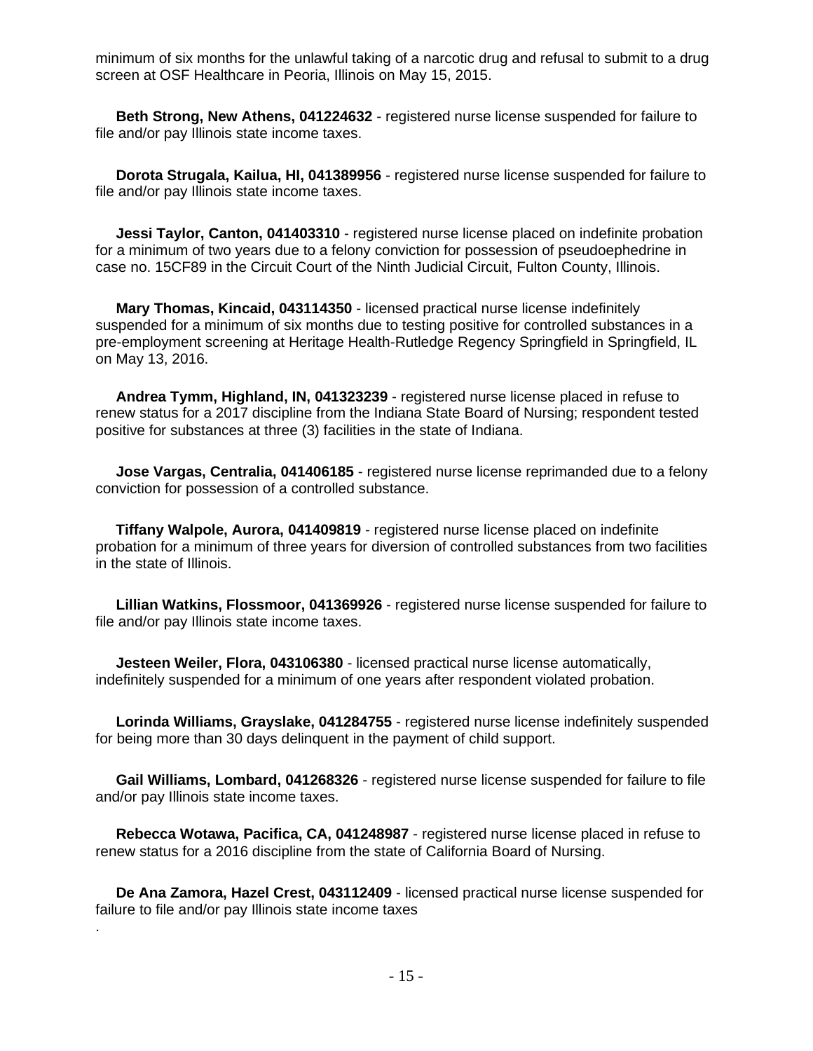minimum of six months for the unlawful taking of a narcotic drug and refusal to submit to a drug screen at OSF Healthcare in Peoria, Illinois on May 15, 2015.

**Beth Strong, New Athens, 041224632** - registered nurse license suspended for failure to file and/or pay Illinois state income taxes.

**Dorota Strugala, Kailua, HI, 041389956** - registered nurse license suspended for failure to file and/or pay Illinois state income taxes.

**Jessi Taylor, Canton, 041403310** - registered nurse license placed on indefinite probation for a minimum of two years due to a felony conviction for possession of pseudoephedrine in case no. 15CF89 in the Circuit Court of the Ninth Judicial Circuit, Fulton County, Illinois.

**Mary Thomas, Kincaid, 043114350** - licensed practical nurse license indefinitely suspended for a minimum of six months due to testing positive for controlled substances in a pre-employment screening at Heritage Health-Rutledge Regency Springfield in Springfield, IL on May 13, 2016.

**Andrea Tymm, Highland, IN, 041323239** - registered nurse license placed in refuse to renew status for a 2017 discipline from the Indiana State Board of Nursing; respondent tested positive for substances at three (3) facilities in the state of Indiana.

**Jose Vargas, Centralia, 041406185** - registered nurse license reprimanded due to a felony conviction for possession of a controlled substance.

**Tiffany Walpole, Aurora, 041409819** - registered nurse license placed on indefinite probation for a minimum of three years for diversion of controlled substances from two facilities in the state of Illinois.

**Lillian Watkins, Flossmoor, 041369926** - registered nurse license suspended for failure to file and/or pay Illinois state income taxes.

**Jesteen Weiler, Flora, 043106380** - licensed practical nurse license automatically, indefinitely suspended for a minimum of one years after respondent violated probation.

**Lorinda Williams, Grayslake, 041284755** - registered nurse license indefinitely suspended for being more than 30 days delinquent in the payment of child support.

**Gail Williams, Lombard, 041268326** - registered nurse license suspended for failure to file and/or pay Illinois state income taxes.

**Rebecca Wotawa, Pacifica, CA, 041248987** - registered nurse license placed in refuse to renew status for a 2016 discipline from the state of California Board of Nursing.

**De Ana Zamora, Hazel Crest, 043112409** - licensed practical nurse license suspended for failure to file and/or pay Illinois state income taxes
.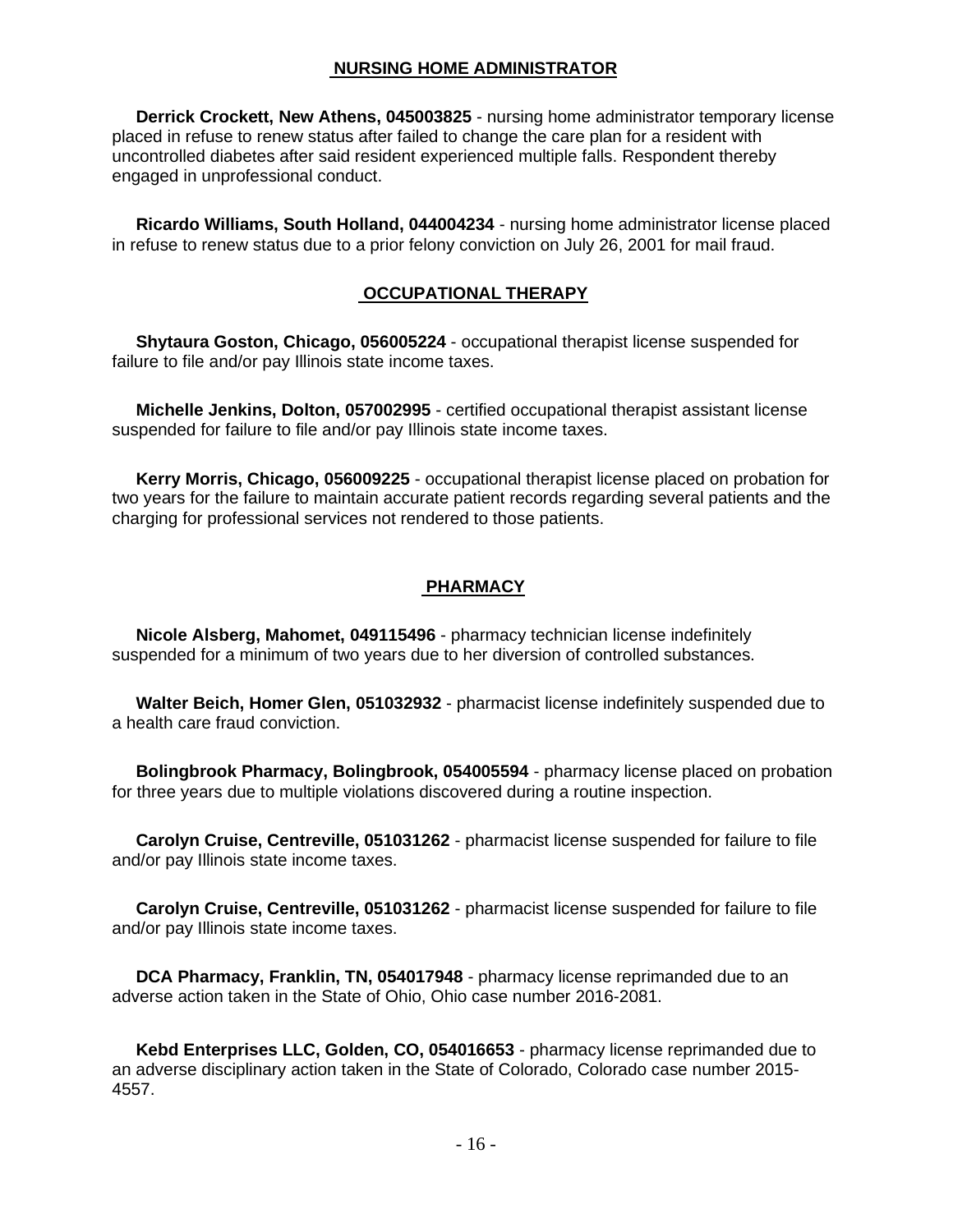## NURSING HOME ADMINISTRATOR

**Derrick Crockett, New Athens, 045003825** - nursing home administrator temporary license placed in refuse to renew status after failed to change the care plan for a resident with uncontrolled diabetes after said resident experienced multiple falls. Respondent thereby engaged in unprofessional conduct.

**Ricardo Williams, South Holland, 044004234** - nursing home administrator license placed in refuse to renew status due to a prior felony conviction on July 26, 2001 for mail fraud.

## OCCUPATIONAL THERAPY

**Shytaura Goston, Chicago, 056005224** - occupational therapist license suspended for failure to file and/or pay Illinois state income taxes.

**Michelle Jenkins, Dolton, 057002995** - certified occupational therapist assistant license suspended for failure to file and/or pay Illinois state income taxes.

**Kerry Morris, Chicago, 056009225** - occupational therapist license placed on probation for two years for the failure to maintain accurate patient records regarding several patients and the charging for professional services not rendered to those patients.

## PHARMACY

**Nicole Alsberg, Mahomet, 049115496** - pharmacy technician license indefinitely suspended for a minimum of two years due to her diversion of controlled substances.

**Walter Beich, Homer Glen, 051032932** - pharmacist license indefinitely suspended due to a health care fraud conviction.

**Bolingbrook Pharmacy, Bolingbrook, 054005594** - pharmacy license placed on probation for three years due to multiple violations discovered during a routine inspection.

**Carolyn Cruise, Centreville, 051031262** - pharmacist license suspended for failure to file and/or pay Illinois state income taxes.

**Carolyn Cruise, Centreville, 051031262** - pharmacist license suspended for failure to file and/or pay Illinois state income taxes.

**DCA Pharmacy, Franklin, TN, 054017948** - pharmacy license reprimanded due to an adverse action taken in the State of Ohio, Ohio case number 2016-2081.

**Kebd Enterprises LLC, Golden, CO, 054016653** - pharmacy license reprimanded due to an adverse disciplinary action taken in the State of Colorado, Colorado case number 2015-4557.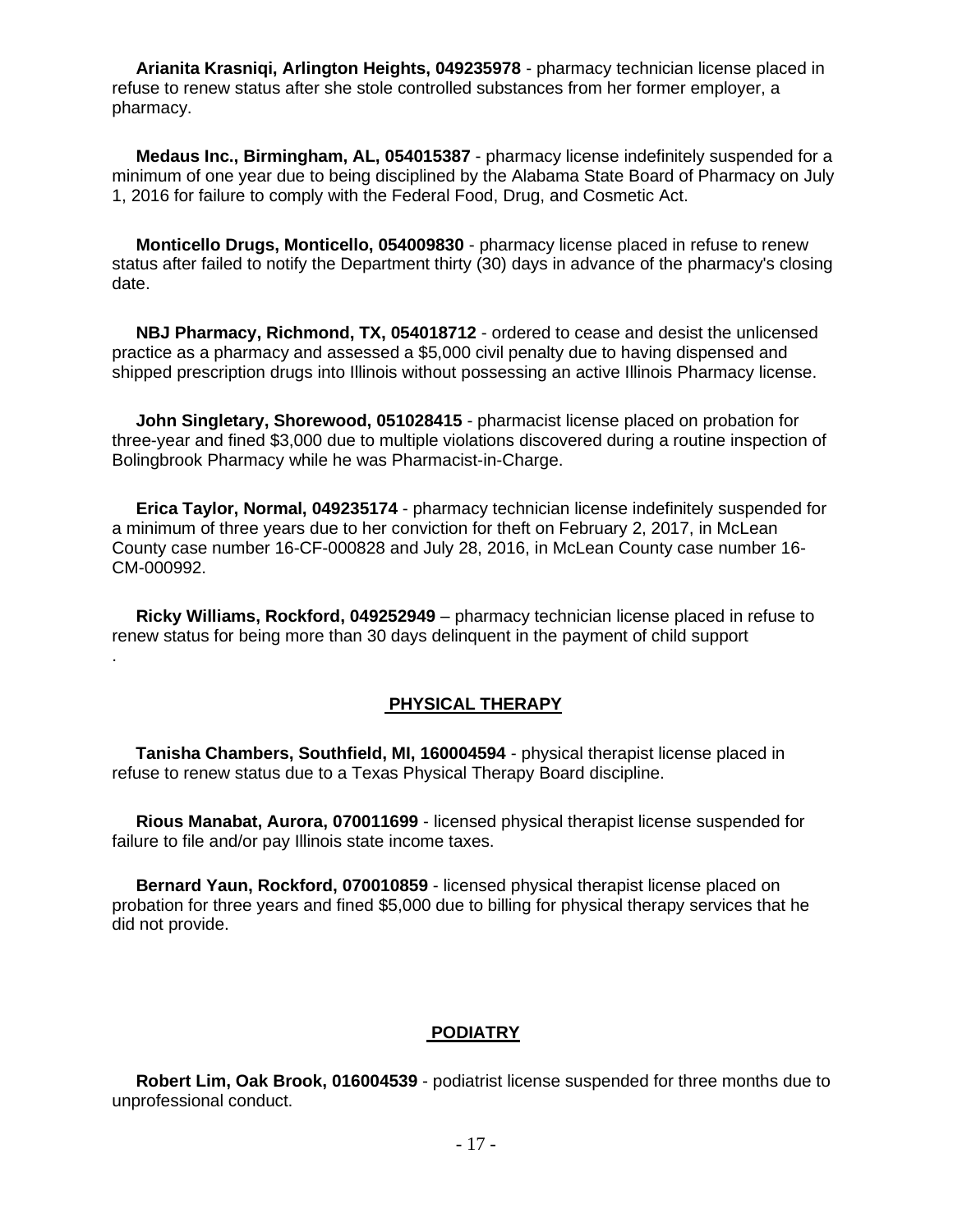**Arianita Krasniqi, Arlington Heights, 049235978** - pharmacy technician license placed in refuse to renew status after she stole controlled substances from her former employer, a pharmacy.

**Medaus Inc., Birmingham, AL, 054015387** - pharmacy license indefinitely suspended for a minimum of one year due to being disciplined by the Alabama State Board of Pharmacy on July 1, 2016 for failure to comply with the Federal Food, Drug, and Cosmetic Act.

**Monticello Drugs, Monticello, 054009830** - pharmacy license placed in refuse to renew status after failed to notify the Department thirty (30) days in advance of the pharmacy's closing date.

**NBJ Pharmacy, Richmond, TX, 054018712** - ordered to cease and desist the unlicensed practice as a pharmacy and assessed a $5,000 civil penalty due to having dispensed and shipped prescription drugs into Illinois without possessing an active Illinois Pharmacy license.

**John Singletary, Shorewood, 051028415** - pharmacist license placed on probation for three-year and fined $3,000 due to multiple violations discovered during a routine inspection of Bolingbrook Pharmacy while he was Pharmacist-in-Charge.

**Erica Taylor, Normal, 049235174** - pharmacy technician license indefinitely suspended for a minimum of three years due to her conviction for theft on February 2, 2017, in McLean County case number 16-CF-000828 and July 28, 2016, in McLean County case number 16-CM-000992.

**Ricky Williams, Rockford, 049252949** – pharmacy technician license placed in refuse to renew status for being more than 30 days delinquent in the payment of child support
.

## PHYSICAL THERAPY

**Tanisha Chambers, Southfield, MI, 160004594** - physical therapist license placed in refuse to renew status due to a Texas Physical Therapy Board discipline.

**Rious Manabat, Aurora, 070011699** - licensed physical therapist license suspended for failure to file and/or pay Illinois state income taxes.

**Bernard Yaun, Rockford, 070010859** - licensed physical therapist license placed on probation for three years and fined $5,000 due to billing for physical therapy services that he did not provide.

## PODIATRY

**Robert Lim, Oak Brook, 016004539** - podiatrist license suspended for three months due to unprofessional conduct.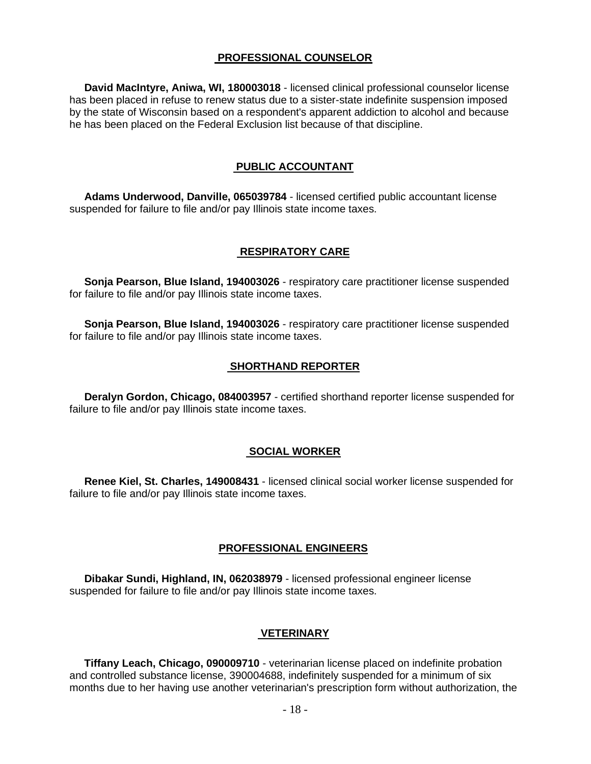## PROFESSIONAL COUNSELOR

**David MacIntyre, Aniwa, WI, 180003018** - licensed clinical professional counselor license has been placed in refuse to renew status due to a sister-state indefinite suspension imposed by the state of Wisconsin based on a respondent's apparent addiction to alcohol and because he has been placed on the Federal Exclusion list because of that discipline.

## PUBLIC ACCOUNTANT

**Adams Underwood, Danville, 065039784** - licensed certified public accountant license suspended for failure to file and/or pay Illinois state income taxes.

## RESPIRATORY CARE

**Sonja Pearson, Blue Island, 194003026** - respiratory care practitioner license suspended for failure to file and/or pay Illinois state income taxes.

**Sonja Pearson, Blue Island, 194003026** - respiratory care practitioner license suspended for failure to file and/or pay Illinois state income taxes.

## SHORTHAND REPORTER

**Deralyn Gordon, Chicago, 084003957** - certified shorthand reporter license suspended for failure to file and/or pay Illinois state income taxes.

## SOCIAL WORKER

**Renee Kiel, St. Charles, 149008431** - licensed clinical social worker license suspended for failure to file and/or pay Illinois state income taxes.

## PROFESSIONAL ENGINEERS

**Dibakar Sundi, Highland, IN, 062038979** - licensed professional engineer license suspended for failure to file and/or pay Illinois state income taxes.

## VETERINARY

**Tiffany Leach, Chicago, 090009710** - veterinarian license placed on indefinite probation and controlled substance license, 390004688, indefinitely suspended for a minimum of six months due to her having use another veterinarian's prescription form without authorization, the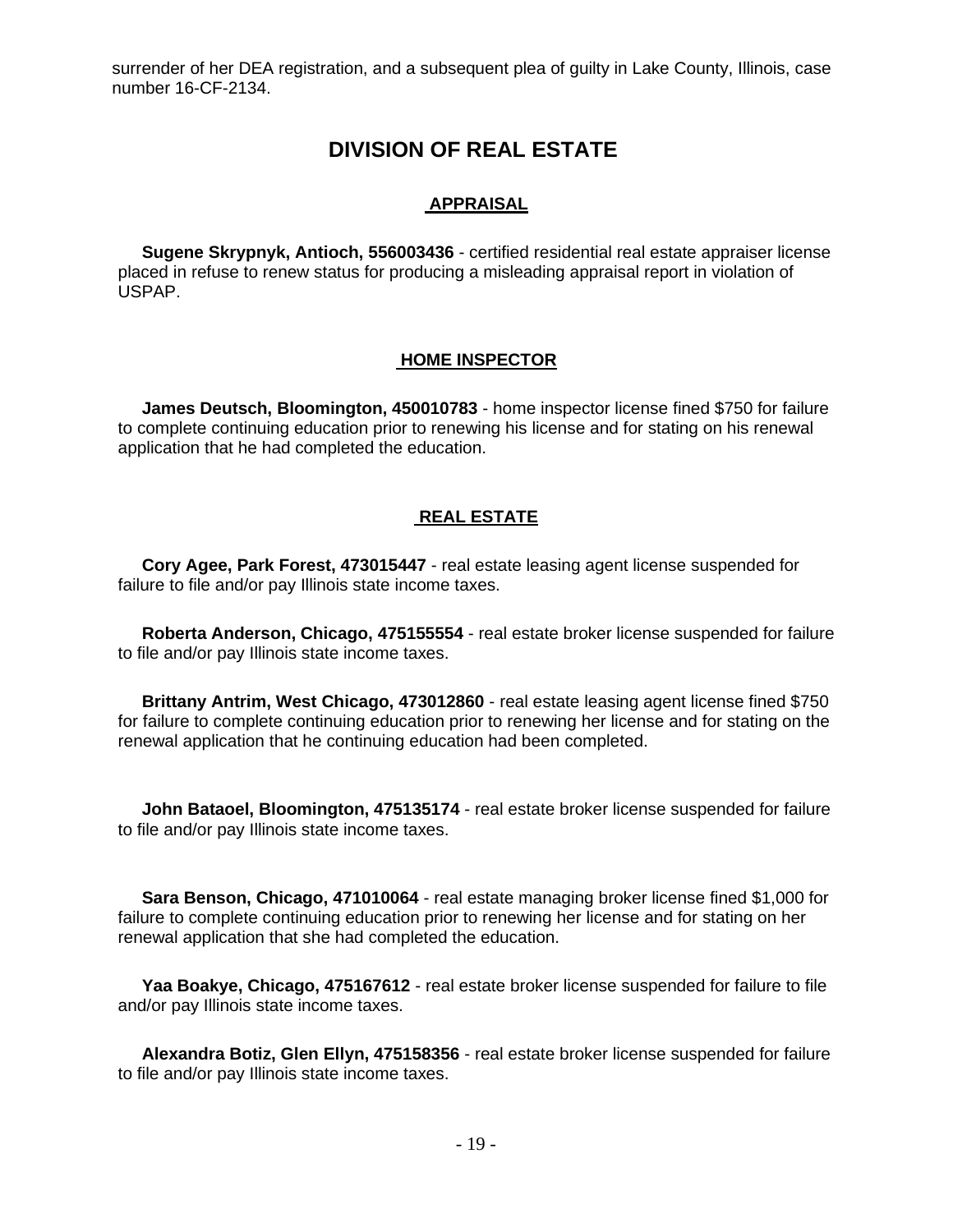surrender of her DEA registration, and a subsequent plea of guilty in Lake County, Illinois, case number 16-CF-2134.

# DIVISION OF REAL ESTATE

## APPRAISAL

**Sugene Skrypnyk, Antioch, 556003436** - certified residential real estate appraiser license placed in refuse to renew status for producing a misleading appraisal report in violation of USPAP.

## HOME INSPECTOR

**James Deutsch, Bloomington, 450010783** - home inspector license fined $750 for failure to complete continuing education prior to renewing his license and for stating on his renewal application that he had completed the education.

## REAL ESTATE

**Cory Agee, Park Forest, 473015447** - real estate leasing agent license suspended for failure to file and/or pay Illinois state income taxes.

**Roberta Anderson, Chicago, 475155554** - real estate broker license suspended for failure to file and/or pay Illinois state income taxes.

**Brittany Antrim, West Chicago, 473012860** - real estate leasing agent license fined $750 for failure to complete continuing education prior to renewing her license and for stating on the renewal application that he continuing education had been completed.

**John Bataoel, Bloomington, 475135174** - real estate broker license suspended for failure to file and/or pay Illinois state income taxes.

**Sara Benson, Chicago, 471010064** - real estate managing broker license fined $1,000 for failure to complete continuing education prior to renewing her license and for stating on her renewal application that she had completed the education.

**Yaa Boakye, Chicago, 475167612** - real estate broker license suspended for failure to file and/or pay Illinois state income taxes.

**Alexandra Botiz, Glen Ellyn, 475158356** - real estate broker license suspended for failure to file and/or pay Illinois state income taxes.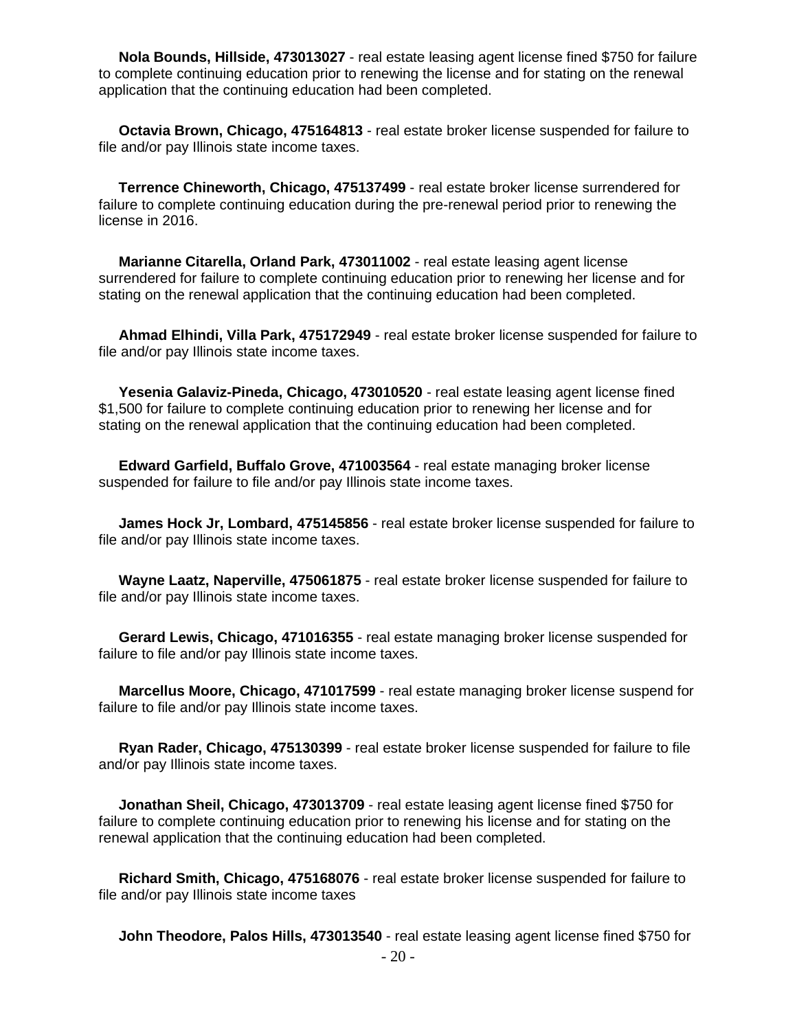**Nola Bounds, Hillside, 473013027** - real estate leasing agent license fined $750 for failure to complete continuing education prior to renewing the license and for stating on the renewal application that the continuing education had been completed.

**Octavia Brown, Chicago, 475164813** - real estate broker license suspended for failure to file and/or pay Illinois state income taxes.

**Terrence Chineworth, Chicago, 475137499** - real estate broker license surrendered for failure to complete continuing education during the pre-renewal period prior to renewing the license in 2016.

**Marianne Citarella, Orland Park, 473011002** - real estate leasing agent license surrendered for failure to complete continuing education prior to renewing her license and for stating on the renewal application that the continuing education had been completed.

**Ahmad Elhindi, Villa Park, 475172949** - real estate broker license suspended for failure to file and/or pay Illinois state income taxes.

**Yesenia Galaviz-Pineda, Chicago, 473010520** - real estate leasing agent license fined $1,500 for failure to complete continuing education prior to renewing her license and for stating on the renewal application that the continuing education had been completed.

**Edward Garfield, Buffalo Grove, 471003564** - real estate managing broker license suspended for failure to file and/or pay Illinois state income taxes.

**James Hock Jr, Lombard, 475145856** - real estate broker license suspended for failure to file and/or pay Illinois state income taxes.

**Wayne Laatz, Naperville, 475061875** - real estate broker license suspended for failure to file and/or pay Illinois state income taxes.

**Gerard Lewis, Chicago, 471016355** - real estate managing broker license suspended for failure to file and/or pay Illinois state income taxes.

**Marcellus Moore, Chicago, 471017599** - real estate managing broker license suspend for failure to file and/or pay Illinois state income taxes.

**Ryan Rader, Chicago, 475130399** - real estate broker license suspended for failure to file and/or pay Illinois state income taxes.

**Jonathan Sheil, Chicago, 473013709** - real estate leasing agent license fined $750 for failure to complete continuing education prior to renewing his license and for stating on the renewal application that the continuing education had been completed.

**Richard Smith, Chicago, 475168076** - real estate broker license suspended for failure to file and/or pay Illinois state income taxes

**John Theodore, Palos Hills, 473013540** - real estate leasing agent license fined $750 for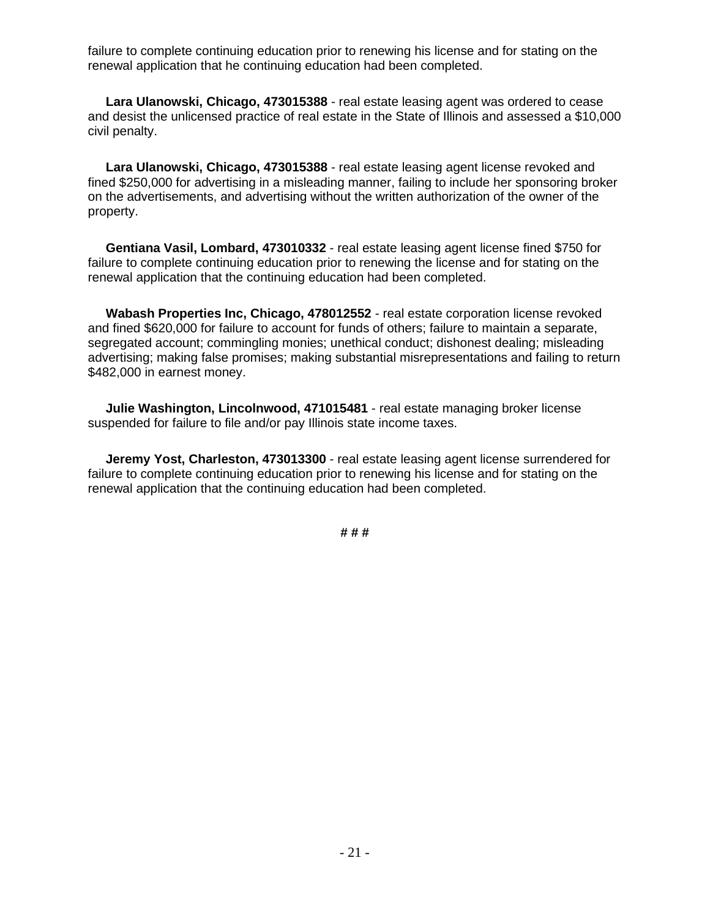failure to complete continuing education prior to renewing his license and for stating on the renewal application that he continuing education had been completed.

**Lara Ulanowski, Chicago, 473015388** - real estate leasing agent was ordered to cease and desist the unlicensed practice of real estate in the State of Illinois and assessed a $10,000 civil penalty.

**Lara Ulanowski, Chicago, 473015388** - real estate leasing agent license revoked and fined $250,000 for advertising in a misleading manner, failing to include her sponsoring broker on the advertisements, and advertising without the written authorization of the owner of the property.

**Gentiana Vasil, Lombard, 473010332** - real estate leasing agent license fined $750 for failure to complete continuing education prior to renewing the license and for stating on the renewal application that the continuing education had been completed.

**Wabash Properties Inc, Chicago, 478012552** - real estate corporation license revoked and fined $620,000 for failure to account for funds of others; failure to maintain a separate, segregated account; commingling monies; unethical conduct; dishonest dealing; misleading advertising; making false promises; making substantial misrepresentations and failing to return $482,000 in earnest money.

**Julie Washington, Lincolnwood, 471015481** - real estate managing broker license suspended for failure to file and/or pay Illinois state income taxes.

**Jeremy Yost, Charleston, 473013300** - real estate leasing agent license surrendered for failure to complete continuing education prior to renewing his license and for stating on the renewal application that the continuing education had been completed.

# # #